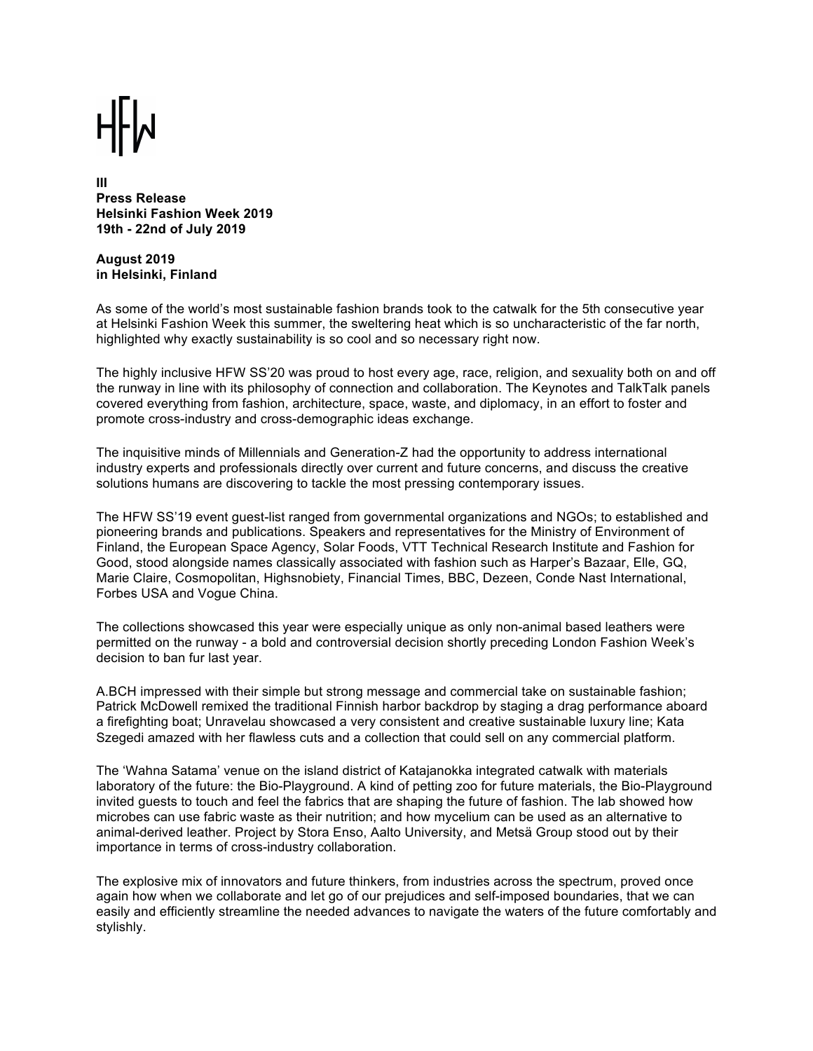HFW

**III**
**Press Release**
**Helsinki Fashion Week 2019**
**19th - 22nd of July 2019**

**August 2019**
**in Helsinki, Finland**

As some of the world's most sustainable fashion brands took to the catwalk for the 5th consecutive year at Helsinki Fashion Week this summer, the sweltering heat which is so uncharacteristic of the far north, highlighted why exactly sustainability is so cool and so necessary right now.

The highly inclusive HFW SS'20 was proud to host every age, race, religion, and sexuality both on and off the runway in line with its philosophy of connection and collaboration. The Keynotes and TalkTalk panels covered everything from fashion, architecture, space, waste, and diplomacy, in an effort to foster and promote cross-industry and cross-demographic ideas exchange.

The inquisitive minds of Millennials and Generation-Z had the opportunity to address international industry experts and professionals directly over current and future concerns, and discuss the creative solutions humans are discovering to tackle the most pressing contemporary issues.

The HFW SS'19 event guest-list ranged from governmental organizations and NGOs; to established and pioneering brands and publications. Speakers and representatives for the Ministry of Environment of Finland, the European Space Agency, Solar Foods, VTT Technical Research Institute and Fashion for Good, stood alongside names classically associated with fashion such as Harper's Bazaar, Elle, GQ, Marie Claire, Cosmopolitan, Highsnobiety, Financial Times, BBC, Dezeen, Conde Nast International, Forbes USA and Vogue China.

The collections showcased this year were especially unique as only non-animal based leathers were permitted on the runway - a bold and controversial decision shortly preceding London Fashion Week's decision to ban fur last year.

A.BCH impressed with their simple but strong message and commercial take on sustainable fashion; Patrick McDowell remixed the traditional Finnish harbor backdrop by staging a drag performance aboard a firefighting boat; Unravelau showcased a very consistent and creative sustainable luxury line; Kata Szegedi amazed with her flawless cuts and a collection that could sell on any commercial platform.

The 'Wahna Satama' venue on the island district of Katajanokka integrated catwalk with materials laboratory of the future: the Bio-Playground. A kind of petting zoo for future materials, the Bio-Playground invited guests to touch and feel the fabrics that are shaping the future of fashion. The lab showed how microbes can use fabric waste as their nutrition; and how mycelium can be used as an alternative to animal-derived leather. Project by Stora Enso, Aalto University, and Metsä Group stood out by their importance in terms of cross-industry collaboration.

The explosive mix of innovators and future thinkers, from industries across the spectrum, proved once again how when we collaborate and let go of our prejudices and self-imposed boundaries, that we can easily and efficiently streamline the needed advances to navigate the waters of the future comfortably and stylishly.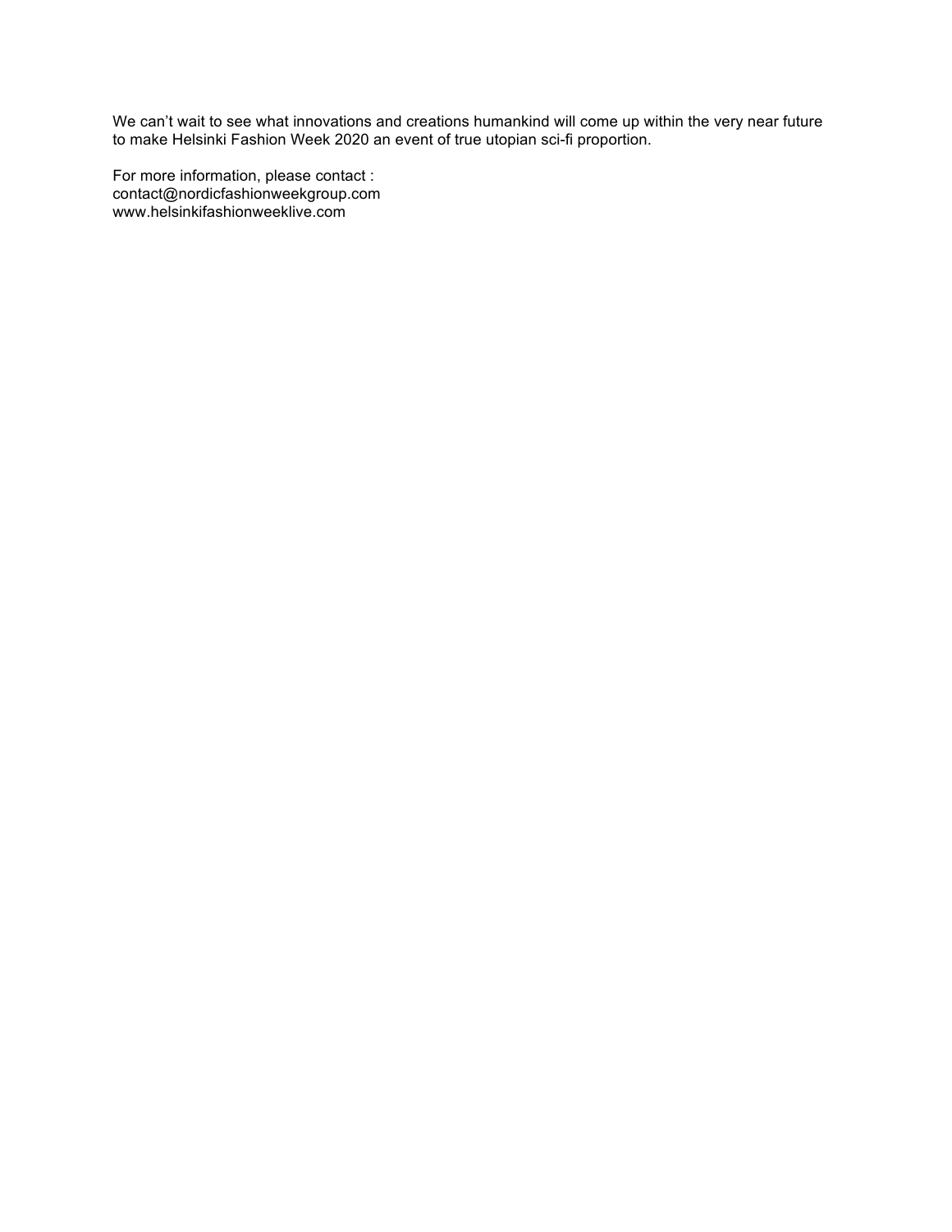We can't wait to see what innovations and creations humankind will come up within the very near future to make Helsinki Fashion Week 2020 an event of true utopian sci-fi proportion.

For more information, please contact :
contact@nordicfashionweekgroup.com
www.helsinkifashionweeklive.com